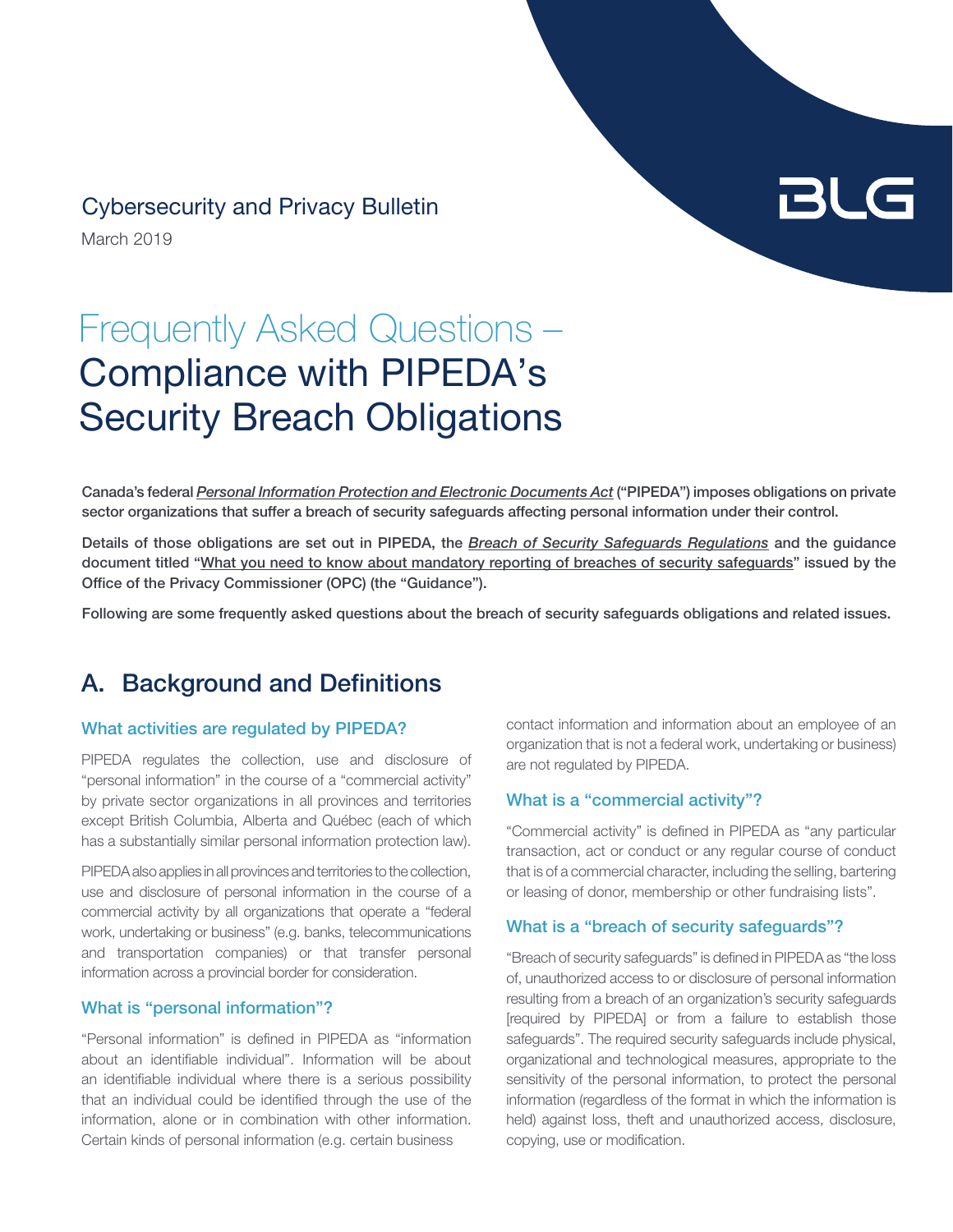Cybersecurity and Privacy Bulletin

March 2019

# Frequently Asked Questions – Compliance with PIPEDA's Security Breach Obligations

**Canada's federal *Personal Information Protection and Electronic Documents Act* ("PIPEDA") imposes obligations on private sector organizations that suffer a breach of security safeguards affecting personal information under their control.**

**Details of those obligations are set out in PIPEDA, the *Breach of Security Safeguards Regulations* and the guidance document titled "What you need to know about mandatory reporting of breaches of security safeguards" issued by the Office of the Privacy Commissioner (OPC) (the "Guidance").**

**Following are some frequently asked questions about the breach of security safeguards obligations and related issues.**

## A. Background and Definitions

### What activities are regulated by PIPEDA?

PIPEDA regulates the collection, use and disclosure of "personal information" in the course of a "commercial activity" by private sector organizations in all provinces and territories except British Columbia, Alberta and Québec (each of which has a substantially similar personal information protection law).

PIPEDA also applies in all provinces and territories to the collection, use and disclosure of personal information in the course of a commercial activity by all organizations that operate a "federal work, undertaking or business" (e.g. banks, telecommunications and transportation companies) or that transfer personal information across a provincial border for consideration.

### What is "personal information"?

"Personal information" is defined in PIPEDA as "information about an identifiable individual". Information will be about an identifiable individual where there is a serious possibility that an individual could be identified through the use of the information, alone or in combination with other information. Certain kinds of personal information (e.g. certain business contact information and information about an employee of an organization that is not a federal work, undertaking or business) are not regulated by PIPEDA.

### What is a "commercial activity"?

"Commercial activity" is defined in PIPEDA as "any particular transaction, act or conduct or any regular course of conduct that is of a commercial character, including the selling, bartering or leasing of donor, membership or other fundraising lists".

### What is a "breach of security safeguards"?

"Breach of security safeguards" is defined in PIPEDA as "the loss of, unauthorized access to or disclosure of personal information resulting from a breach of an organization's security safeguards [required by PIPEDA] or from a failure to establish those safeguards". The required security safeguards include physical, organizational and technological measures, appropriate to the sensitivity of the personal information, to protect the personal information (regardless of the format in which the information is held) against loss, theft and unauthorized access, disclosure, copying, use or modification.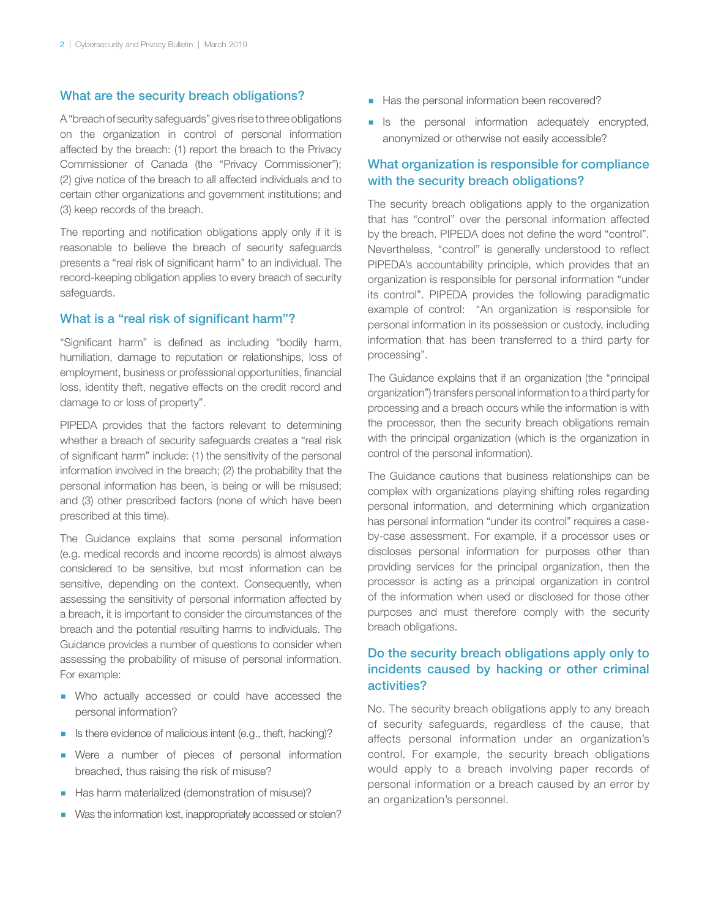## What are the security breach obligations?

A "breach of security safeguards" gives rise to three obligations on the organization in control of personal information affected by the breach: (1) report the breach to the Privacy Commissioner of Canada (the "Privacy Commissioner"); (2) give notice of the breach to all affected individuals and to certain other organizations and government institutions; and (3) keep records of the breach.

The reporting and notification obligations apply only if it is reasonable to believe the breach of security safeguards presents a "real risk of significant harm" to an individual. The record-keeping obligation applies to every breach of security safeguards.

## What is a "real risk of significant harm"?

"Significant harm" is defined as including "bodily harm, humiliation, damage to reputation or relationships, loss of employment, business or professional opportunities, financial loss, identity theft, negative effects on the credit record and damage to or loss of property".

PIPEDA provides that the factors relevant to determining whether a breach of security safeguards creates a "real risk of significant harm" include: (1) the sensitivity of the personal information involved in the breach; (2) the probability that the personal information has been, is being or will be misused; and (3) other prescribed factors (none of which have been prescribed at this time).

The Guidance explains that some personal information (e.g. medical records and income records) is almost always considered to be sensitive, but most information can be sensitive, depending on the context. Consequently, when assessing the sensitivity of personal information affected by a breach, it is important to consider the circumstances of the breach and the potential resulting harms to individuals. The Guidance provides a number of questions to consider when assessing the probability of misuse of personal information. For example:

- Who actually accessed or could have accessed the personal information?
- Is there evidence of malicious intent (e.g., theft, hacking)?
- Were a number of pieces of personal information breached, thus raising the risk of misuse?
- Has harm materialized (demonstration of misuse)?
- Was the information lost, inappropriately accessed or stolen?
- Has the personal information been recovered?
- Is the personal information adequately encrypted, anonymized or otherwise not easily accessible?

## What organization is responsible for compliance with the security breach obligations?

The security breach obligations apply to the organization that has "control" over the personal information affected by the breach. PIPEDA does not define the word "control". Nevertheless, "control" is generally understood to reflect PIPEDA's accountability principle, which provides that an organization is responsible for personal information "under its control". PIPEDA provides the following paradigmatic example of control: "An organization is responsible for personal information in its possession or custody, including information that has been transferred to a third party for processing".

The Guidance explains that if an organization (the "principal organization") transfers personal information to a third party for processing and a breach occurs while the information is with the processor, then the security breach obligations remain with the principal organization (which is the organization in control of the personal information).

The Guidance cautions that business relationships can be complex with organizations playing shifting roles regarding personal information, and determining which organization has personal information "under its control" requires a case-by-case assessment. For example, if a processor uses or discloses personal information for purposes other than providing services for the principal organization, then the processor is acting as a principal organization in control of the information when used or disclosed for those other purposes and must therefore comply with the security breach obligations.

## Do the security breach obligations apply only to incidents caused by hacking or other criminal activities?

No. The security breach obligations apply to any breach of security safeguards, regardless of the cause, that affects personal information under an organization's control. For example, the security breach obligations would apply to a breach involving paper records of personal information or a breach caused by an error by an organization's personnel.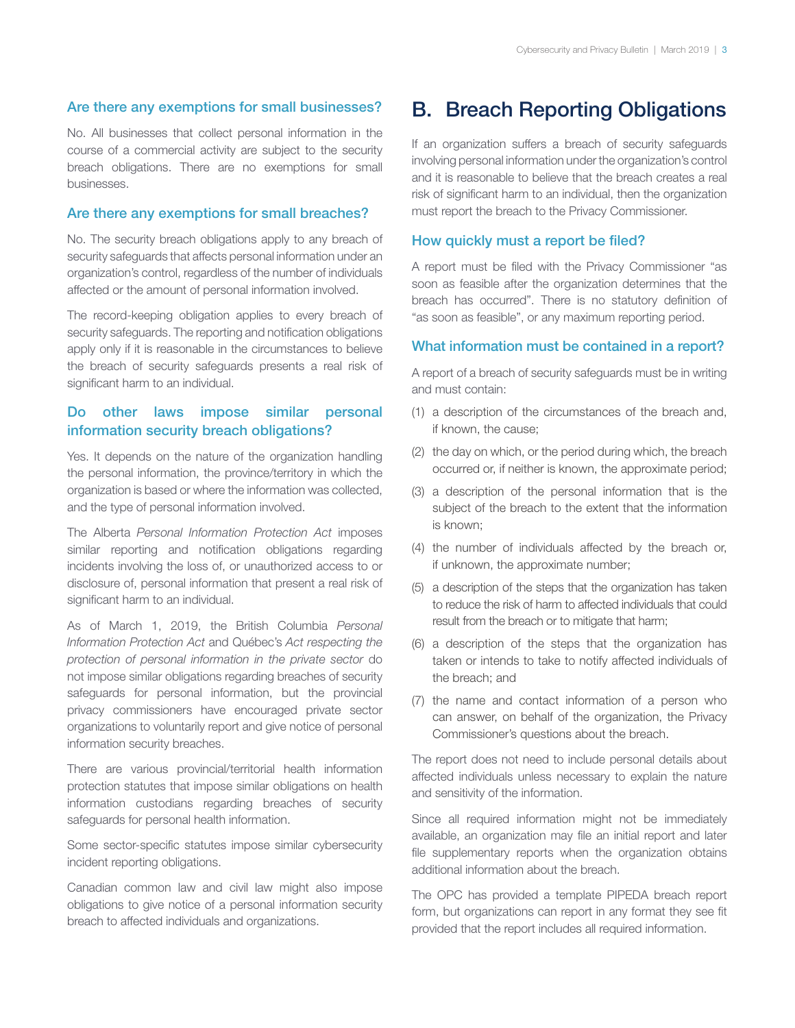### Are there any exemptions for small businesses?

No. All businesses that collect personal information in the course of a commercial activity are subject to the security breach obligations. There are no exemptions for small businesses.

### Are there any exemptions for small breaches?

No. The security breach obligations apply to any breach of security safeguards that affects personal information under an organization's control, regardless of the number of individuals affected or the amount of personal information involved.

The record-keeping obligation applies to every breach of security safeguards. The reporting and notification obligations apply only if it is reasonable in the circumstances to believe the breach of security safeguards presents a real risk of significant harm to an individual.

### Do other laws impose similar personal information security breach obligations?

Yes. It depends on the nature of the organization handling the personal information, the province/territory in which the organization is based or where the information was collected, and the type of personal information involved.

The Alberta *Personal Information Protection Act* imposes similar reporting and notification obligations regarding incidents involving the loss of, or unauthorized access to or disclosure of, personal information that present a real risk of significant harm to an individual.

As of March 1, 2019, the British Columbia *Personal Information Protection Act* and Québec's *Act respecting the protection of personal information in the private sector* do not impose similar obligations regarding breaches of security safeguards for personal information, but the provincial privacy commissioners have encouraged private sector organizations to voluntarily report and give notice of personal information security breaches.

There are various provincial/territorial health information protection statutes that impose similar obligations on health information custodians regarding breaches of security safeguards for personal health information.

Some sector-specific statutes impose similar cybersecurity incident reporting obligations.

Canadian common law and civil law might also impose obligations to give notice of a personal information security breach to affected individuals and organizations.

## B. Breach Reporting Obligations

If an organization suffers a breach of security safeguards involving personal information under the organization's control and it is reasonable to believe that the breach creates a real risk of significant harm to an individual, then the organization must report the breach to the Privacy Commissioner.

### How quickly must a report be filed?

A report must be filed with the Privacy Commissioner "as soon as feasible after the organization determines that the breach has occurred". There is no statutory definition of "as soon as feasible", or any maximum reporting period.

### What information must be contained in a report?

A report of a breach of security safeguards must be in writing and must contain:

(1) a description of the circumstances of the breach and, if known, the cause;

(2) the day on which, or the period during which, the breach occurred or, if neither is known, the approximate period;

(3) a description of the personal information that is the subject of the breach to the extent that the information is known;

(4) the number of individuals affected by the breach or, if unknown, the approximate number;

(5) a description of the steps that the organization has taken to reduce the risk of harm to affected individuals that could result from the breach or to mitigate that harm;

(6) a description of the steps that the organization has taken or intends to take to notify affected individuals of the breach; and

(7) the name and contact information of a person who can answer, on behalf of the organization, the Privacy Commissioner's questions about the breach.

The report does not need to include personal details about affected individuals unless necessary to explain the nature and sensitivity of the information.

Since all required information might not be immediately available, an organization may file an initial report and later file supplementary reports when the organization obtains additional information about the breach.

The OPC has provided a template PIPEDA breach report form, but organizations can report in any format they see fit provided that the report includes all required information.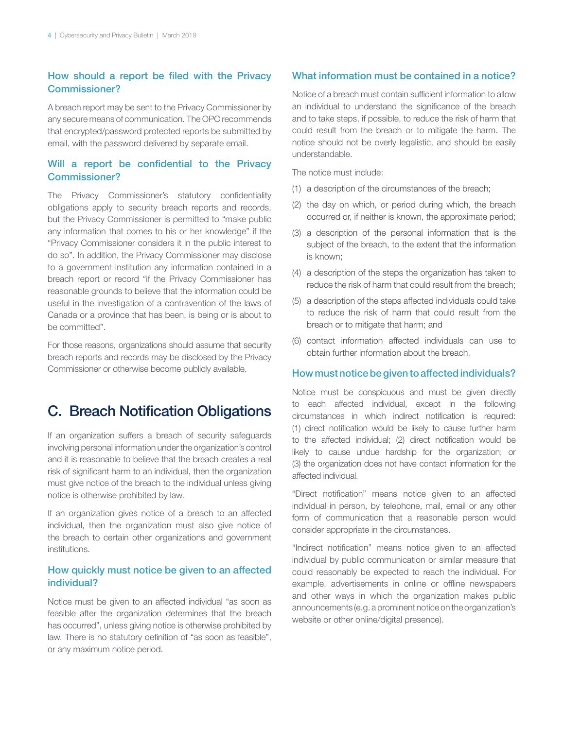### How should a report be filed with the Privacy Commissioner?

A breach report may be sent to the Privacy Commissioner by any secure means of communication. The OPC recommends that encrypted/password protected reports be submitted by email, with the password delivered by separate email.

### Will a report be confidential to the Privacy Commissioner?

The Privacy Commissioner's statutory confidentiality obligations apply to security breach reports and records, but the Privacy Commissioner is permitted to "make public any information that comes to his or her knowledge" if the "Privacy Commissioner considers it in the public interest to do so". In addition, the Privacy Commissioner may disclose to a government institution any information contained in a breach report or record "if the Privacy Commissioner has reasonable grounds to believe that the information could be useful in the investigation of a contravention of the laws of Canada or a province that has been, is being or is about to be committed".

For those reasons, organizations should assume that security breach reports and records may be disclosed by the Privacy Commissioner or otherwise become publicly available.

## C. Breach Notification Obligations

If an organization suffers a breach of security safeguards involving personal information under the organization's control and it is reasonable to believe that the breach creates a real risk of significant harm to an individual, then the organization must give notice of the breach to the individual unless giving notice is otherwise prohibited by law.

If an organization gives notice of a breach to an affected individual, then the organization must also give notice of the breach to certain other organizations and government institutions.

### How quickly must notice be given to an affected individual?

Notice must be given to an affected individual "as soon as feasible after the organization determines that the breach has occurred", unless giving notice is otherwise prohibited by law. There is no statutory definition of "as soon as feasible", or any maximum notice period.

### What information must be contained in a notice?

Notice of a breach must contain sufficient information to allow an individual to understand the significance of the breach and to take steps, if possible, to reduce the risk of harm that could result from the breach or to mitigate the harm. The notice should not be overly legalistic, and should be easily understandable.

The notice must include:

(1) a description of the circumstances of the breach;

(2) the day on which, or period during which, the breach occurred or, if neither is known, the approximate period;

(3) a description of the personal information that is the subject of the breach, to the extent that the information is known;

(4) a description of the steps the organization has taken to reduce the risk of harm that could result from the breach;

(5) a description of the steps affected individuals could take to reduce the risk of harm that could result from the breach or to mitigate that harm; and

(6) contact information affected individuals can use to obtain further information about the breach.

### How must notice be given to affected individuals?

Notice must be conspicuous and must be given directly to each affected individual, except in the following circumstances in which indirect notification is required: (1) direct notification would be likely to cause further harm to the affected individual; (2) direct notification would be likely to cause undue hardship for the organization; or (3) the organization does not have contact information for the affected individual.

"Direct notification" means notice given to an affected individual in person, by telephone, mail, email or any other form of communication that a reasonable person would consider appropriate in the circumstances.

"Indirect notification" means notice given to an affected individual by public communication or similar measure that could reasonably be expected to reach the individual. For example, advertisements in online or offline newspapers and other ways in which the organization makes public announcements (e.g. a prominent notice on the organization's website or other online/digital presence).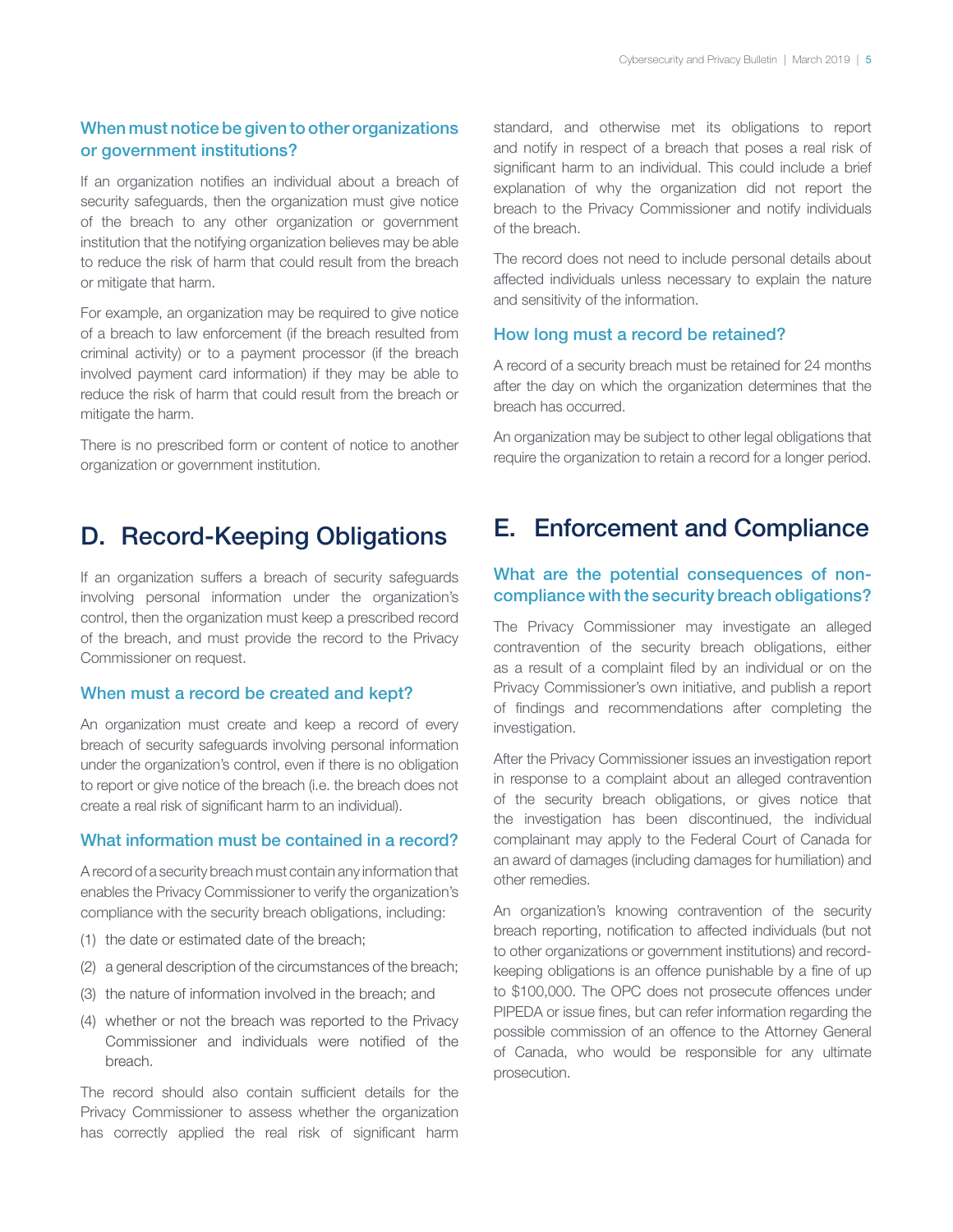### When must notice be given to other organizations or government institutions?

If an organization notifies an individual about a breach of security safeguards, then the organization must give notice of the breach to any other organization or government institution that the notifying organization believes may be able to reduce the risk of harm that could result from the breach or mitigate that harm.

For example, an organization may be required to give notice of a breach to law enforcement (if the breach resulted from criminal activity) or to a payment processor (if the breach involved payment card information) if they may be able to reduce the risk of harm that could result from the breach or mitigate the harm.

There is no prescribed form or content of notice to another organization or government institution.

## D. Record-Keeping Obligations

If an organization suffers a breach of security safeguards involving personal information under the organization's control, then the organization must keep a prescribed record of the breach, and must provide the record to the Privacy Commissioner on request.

### When must a record be created and kept?

An organization must create and keep a record of every breach of security safeguards involving personal information under the organization's control, even if there is no obligation to report or give notice of the breach (i.e. the breach does not create a real risk of significant harm to an individual).

### What information must be contained in a record?

A record of a security breach must contain any information that enables the Privacy Commissioner to verify the organization's compliance with the security breach obligations, including:

(1) the date or estimated date of the breach;

(2) a general description of the circumstances of the breach;

(3) the nature of information involved in the breach; and

(4) whether or not the breach was reported to the Privacy Commissioner and individuals were notified of the breach.

The record should also contain sufficient details for the Privacy Commissioner to assess whether the organization has correctly applied the real risk of significant harm standard, and otherwise met its obligations to report and notify in respect of a breach that poses a real risk of significant harm to an individual. This could include a brief explanation of why the organization did not report the breach to the Privacy Commissioner and notify individuals of the breach.

The record does not need to include personal details about affected individuals unless necessary to explain the nature and sensitivity of the information.

### How long must a record be retained?

A record of a security breach must be retained for 24 months after the day on which the organization determines that the breach has occurred.

An organization may be subject to other legal obligations that require the organization to retain a record for a longer period.

## E. Enforcement and Compliance

### What are the potential consequences of non-compliance with the security breach obligations?

The Privacy Commissioner may investigate an alleged contravention of the security breach obligations, either as a result of a complaint filed by an individual or on the Privacy Commissioner's own initiative, and publish a report of findings and recommendations after completing the investigation.

After the Privacy Commissioner issues an investigation report in response to a complaint about an alleged contravention of the security breach obligations, or gives notice that the investigation has been discontinued, the individual complainant may apply to the Federal Court of Canada for an award of damages (including damages for humiliation) and other remedies.

An organization's knowing contravention of the security breach reporting, notification to affected individuals (but not to other organizations or government institutions) and record-keeping obligations is an offence punishable by a fine of up to $100,000. The OPC does not prosecute offences under PIPEDA or issue fines, but can refer information regarding the possible commission of an offence to the Attorney General of Canada, who would be responsible for any ultimate prosecution.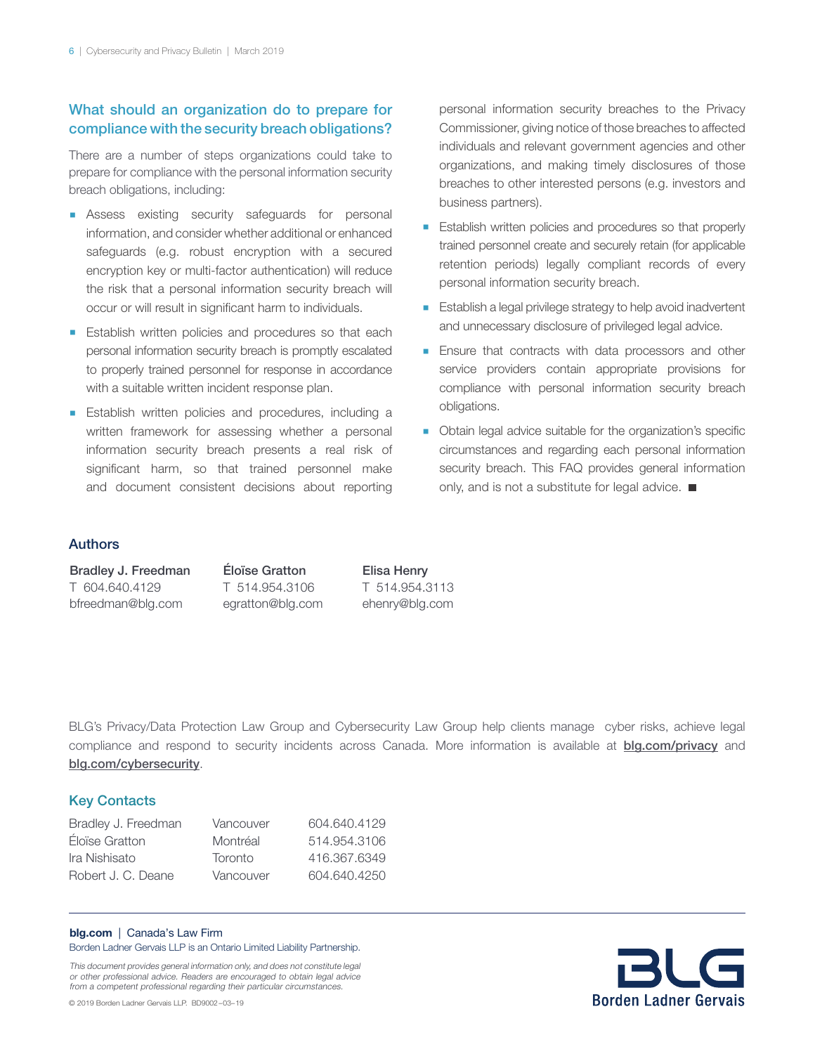## What should an organization do to prepare for compliance with the security breach obligations?

There are a number of steps organizations could take to prepare for compliance with the personal information security breach obligations, including:

- Assess existing security safeguards for personal information, and consider whether additional or enhanced safeguards (e.g. robust encryption with a secured encryption key or multi-factor authentication) will reduce the risk that a personal information security breach will occur or will result in significant harm to individuals.
- Establish written policies and procedures so that each personal information security breach is promptly escalated to properly trained personnel for response in accordance with a suitable written incident response plan.
- Establish written policies and procedures, including a written framework for assessing whether a personal information security breach presents a real risk of significant harm, so that trained personnel make and document consistent decisions about reporting personal information security breaches to the Privacy Commissioner, giving notice of those breaches to affected individuals and relevant government agencies and other organizations, and making timely disclosures of those breaches to other interested persons (e.g. investors and business partners).
- Establish written policies and procedures so that properly trained personnel create and securely retain (for applicable retention periods) legally compliant records of every personal information security breach.
- Establish a legal privilege strategy to help avoid inadvertent and unnecessary disclosure of privileged legal advice.
- Ensure that contracts with data processors and other service providers contain appropriate provisions for compliance with personal information security breach obligations.
- Obtain legal advice suitable for the organization's specific circumstances and regarding each personal information security breach. This FAQ provides general information only, and is not a substitute for legal advice. ■

### Authors

**Bradley J. Freedman**
T 604.640.4129
bfreedman@blg.com

**Éloïse Gratton**
T 514.954.3106
egratton@blg.com

**Elisa Henry**
T 514.954.3113
ehenry@blg.com

BLG's Privacy/Data Protection Law Group and Cybersecurity Law Group help clients manage cyber risks, achieve legal compliance and respond to security incidents across Canada. More information is available at **blg.com/privacy** and **blg.com/cybersecurity**.

### Key Contacts

| | | |
|---|---|---|
| Bradley J. Freedman | Vancouver | 604.640.4129 |
| Éloïse Gratton | Montréal | 514.954.3106 |
| Ira Nishisato | Toronto | 416.367.6349 |
| Robert J. C. Deane | Vancouver | 604.640.4250 |

**blg.com** | Canada's Law Firm
Borden Ladner Gervais LLP is an Ontario Limited Liability Partnership.

*This document provides general information only, and does not constitute legal or other professional advice. Readers are encouraged to obtain legal advice from a competent professional regarding their particular circumstances.*

© 2019 Borden Ladner Gervais LLP. BD9002–03–19

BLG
Borden Ladner Gervais